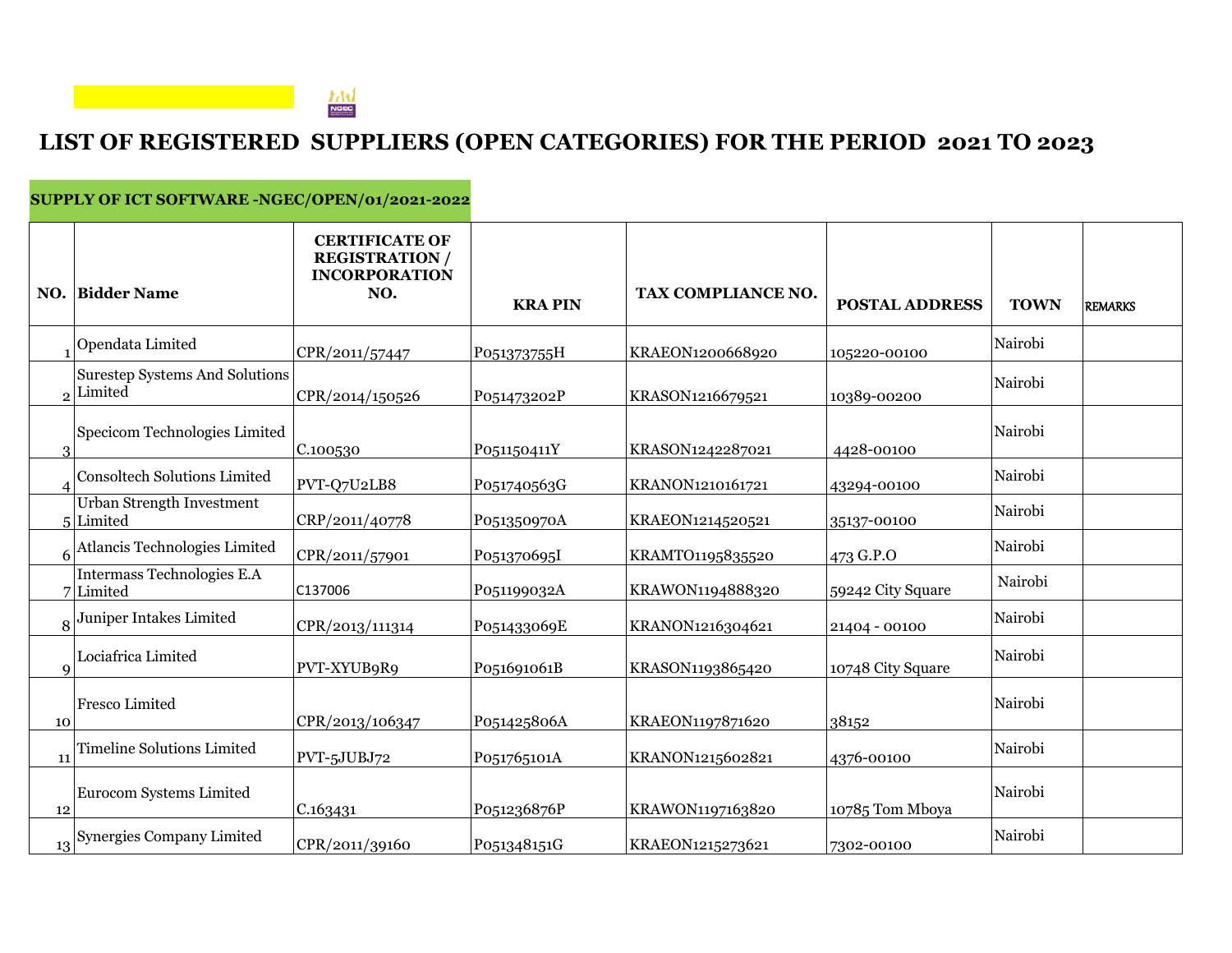# LIST OF REGISTERED SUPPLIERS (OPEN CATEGORIES) FOR THE PERIOD 2021 TO 2023

## SUPPLY OF ICT SOFTWARE -NGEC/OPEN/01/2021-2022

| NO. | Bidder Name | CERTIFICATE OF REGISTRATION / INCORPORATION NO. | KRA PIN | TAX COMPLIANCE NO. | POSTAL ADDRESS | TOWN | REMARKS |
|---|---|---|---|---|---|---|---|
| 1 | Opendata Limited | CPR/2011/57447 | P051373755H | KRAEON1200668920 | 105220-00100 | Nairobi | |
| 2 | Surestep Systems And Solutions Limited | CPR/2014/150526 | P051473202P | KRASON1216679521 | 10389-00200 | Nairobi | |
| 3 | Specicom Technologies Limited | C.100530 | P051150411Y | KRASON1242287021 | 4428-00100 | Nairobi | |
| 4 | Consoltech Solutions Limited | PVT-Q7U2LB8 | P051740563G | KRANON1210161721 | 43294-00100 | Nairobi | |
| 5 | Urban Strength Investment Limited | CRP/2011/40778 | P051350970A | KRAEON1214520521 | 35137-00100 | Nairobi | |
| 6 | Atlancis Technologies Limited | CPR/2011/57901 | P051370695I | KRAMTO1195835520 | 473 G.P.O | Nairobi | |
| 7 | Intermass Technologies E.A Limited | C137006 | P051199032A | KRAWON1194888320 | 59242 City Square | Nairobi | |
| 8 | Juniper Intakes Limited | CPR/2013/111314 | P051433069E | KRANON1216304621 | 21404 - 00100 | Nairobi | |
| 9 | Lociafrica Limited | PVT-XYUB9R9 | P051691061B | KRASON1193865420 | 10748 City Square | Nairobi | |
| 10 | Fresco Limited | CPR/2013/106347 | P051425806A | KRAEON1197871620 | 38152 | Nairobi | |
| 11 | Timeline Solutions Limited | PVT-5JUBJ72 | P051765101A | KRANON1215602821 | 4376-00100 | Nairobi | |
| 12 | Eurocom Systems Limited | C.163431 | P051236876P | KRAWON1197163820 | 10785 Tom Mboya | Nairobi | |
| 13 | Synergies Company Limited | CPR/2011/39160 | P051348151G | KRAEON1215273621 | 7302-00100 | Nairobi | |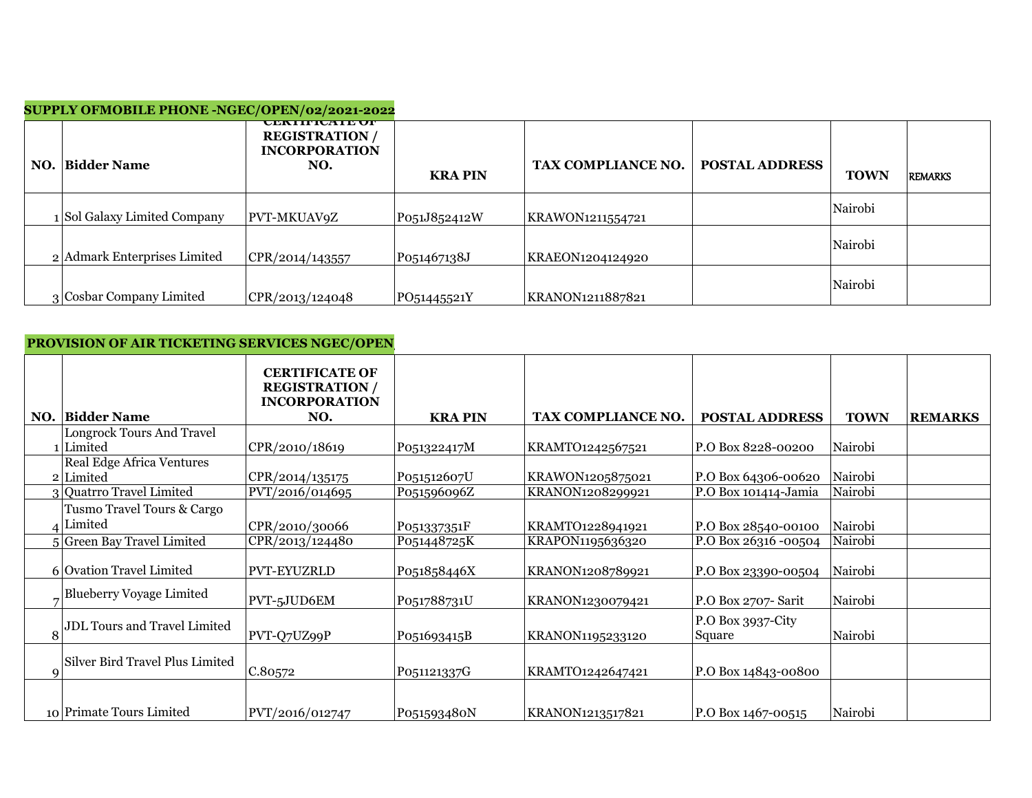**SUPPLY OFMOBILE PHONE -NGEC/OPEN/02/2021-2022**

| NO. | Bidder Name | CERTIFICATE OF REGISTRATION / INCORPORATION NO. | KRA PIN | TAX COMPLIANCE NO. | POSTAL ADDRESS | TOWN | REMARKS |
|---|---|---|---|---|---|---|---|
| 1 | Sol Galaxy Limited Company | PVT-MKUAV9Z | P051J852412W | KRAWON1211554721 | | Nairobi | |
| 2 | Admark Enterprises Limited | CPR/2014/143557 | P051467138J | KRAEON1204124920 | | Nairobi | |
| 3 | Cosbar Company Limited | CPR/2013/124048 | PO51445521Y | KRANON1211887821 | | Nairobi | |

**PROVISION OF AIR TICKETING SERVICES NGEC/OPEN**

| NO. | Bidder Name | CERTIFICATE OF REGISTRATION / INCORPORATION NO. | KRA PIN | TAX COMPLIANCE NO. | POSTAL ADDRESS | TOWN | REMARKS |
|---|---|---|---|---|---|---|---|
| 1 | Longrock Tours And Travel Limited | CPR/2010/18619 | P051322417M | KRAMTO1242567521 | P.O Box 8228-00200 | Nairobi | |
| 2 | Real Edge Africa Ventures Limited | CPR/2014/135175 | P051512607U | KRAWON1205875021 | P.O Box 64306-00620 | Nairobi | |
| 3 | Quatrro Travel Limited | PVT/2016/014695 | P051596096Z | KRANON1208299921 | P.O Box 101414-Jamia | Nairobi | |
| 4 | Tusmo Travel Tours & Cargo Limited | CPR/2010/30066 | P051337351F | KRAMTO1228941921 | P.O Box 28540-00100 | Nairobi | |
| 5 | Green Bay Travel Limited | CPR/2013/124480 | P051448725K | KRAPON1195636320 | P.O Box 26316 -00504 | Nairobi | |
| 6 | Ovation Travel Limited | PVT-EYUZRLD | P051858446X | KRANON1208789921 | P.O Box 23390-00504 | Nairobi | |
| 7 | Blueberry Voyage Limited | PVT-5JUD6EM | P051788731U | KRANON1230079421 | P.O Box 2707- Sarit | Nairobi | |
| 8 | JDL Tours and Travel Limited | PVT-Q7UZ99P | P051693415B | KRANON1195233120 | P.O Box 3937-City Square | Nairobi | |
| 9 | Silver Bird Travel Plus Limited | C.80572 | P051121337G | KRAMTO1242647421 | P.O Box 14843-00800 | | |
| 10 | Primate Tours Limited | PVT/2016/012747 | P051593480N | KRANON1213517821 | P.O Box 1467-00515 | Nairobi | |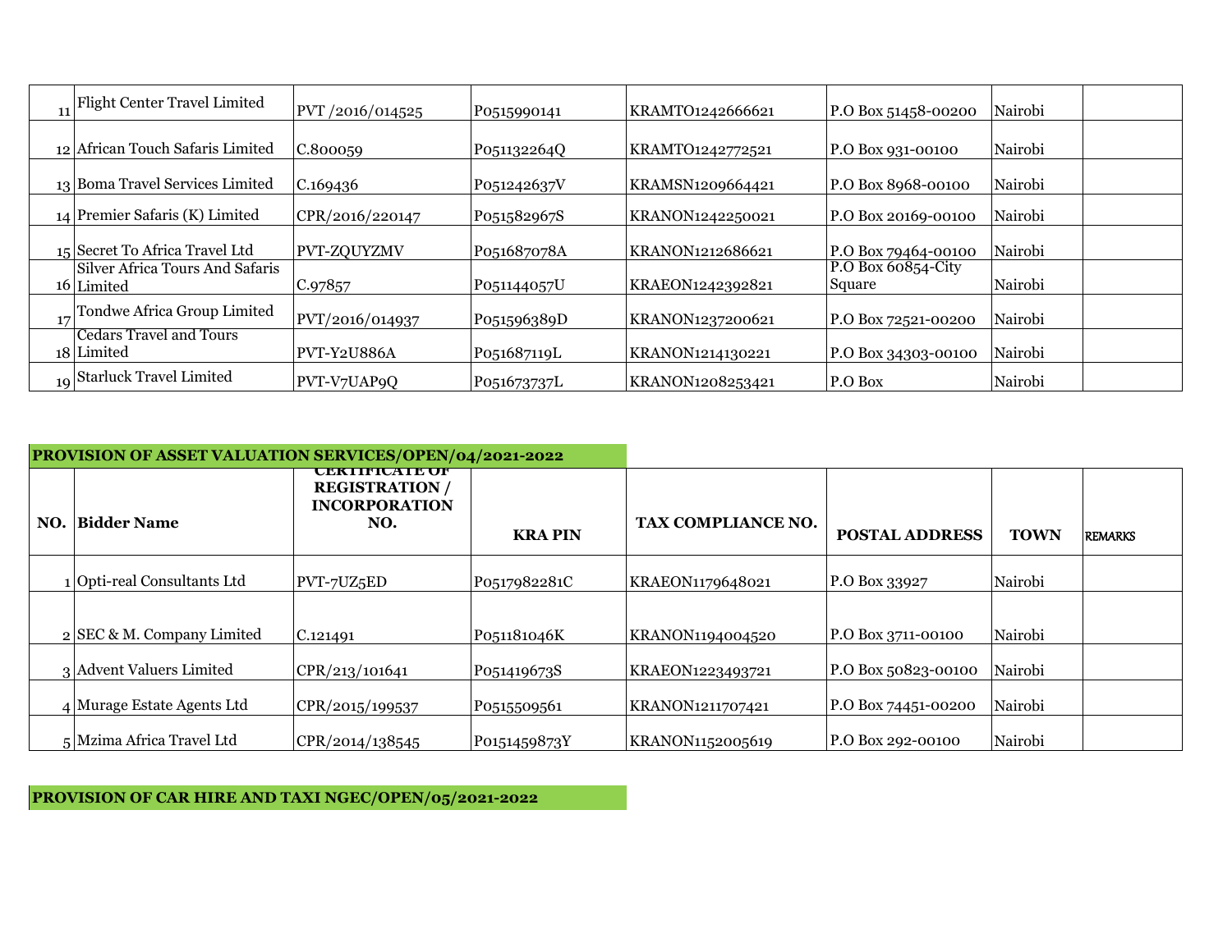| | | | | | | | |
|---|---|---|---|---|---|---|---|
| 11 | Flight Center Travel Limited | PVT /2016/014525 | P0515990141 | KRAMTO1242666621 | P.O Box 51458-00200 | Nairobi | |
| 12 | African Touch Safaris Limited | C.800059 | P051132264Q | KRAMTO1242772521 | P.O Box 931-00100 | Nairobi | |
| 13 | Boma Travel Services Limited | C.169436 | P051242637V | KRAMSN1209664421 | P.O Box 8968-00100 | Nairobi | |
| 14 | Premier Safaris (K) Limited | CPR/2016/220147 | P051582967S | KRANON1242250021 | P.O Box 20169-00100 | Nairobi | |
| 15 | Secret To Africa Travel Ltd | PVT-ZQUYZMV | P051687078A | KRANON1212686621 | P.O Box 79464-00100 | Nairobi | |
| 16 | Silver Africa Tours And Safaris Limited | C.97857 | P051144057U | KRAEON1242392821 | P.O Box 60854-City Square | Nairobi | |
| 17 | Tondwe Africa Group Limited | PVT/2016/014937 | P051596389D | KRANON1237200621 | P.O Box 72521-00200 | Nairobi | |
| 18 | Cedars Travel and Tours Limited | PVT-Y2U886A | P051687119L | KRANON1214130221 | P.O Box 34303-00100 | Nairobi | |
| 19 | Starluck Travel Limited | PVT-V7UAP9Q | P051673737L | KRANON1208253421 | P.O Box | Nairobi | |

**PROVISION OF ASSET VALUATION SERVICES/OPEN/04/2021-2022**

| NO. | Bidder Name | CERTIFICATE OF REGISTRATION / INCORPORATION NO. | KRA PIN | TAX COMPLIANCE NO. | POSTAL ADDRESS | TOWN | REMARKS |
|---|---|---|---|---|---|---|---|
| 1 | Opti-real Consultants Ltd | PVT-7UZ5ED | P0517982281C | KRAEON1179648021 | P.O Box 33927 | Nairobi | |
| 2 | SEC & M. Company Limited | C.121491 | P051181046K | KRANON1194004520 | P.O Box 3711-00100 | Nairobi | |
| 3 | Advent Valuers Limited | CPR/213/101641 | P051419673S | KRAEON1223493721 | P.O Box 50823-00100 | Nairobi | |
| 4 | Murage Estate Agents Ltd | CPR/2015/199537 | P0515509561 | KRANON1211707421 | P.O Box 74451-00200 | Nairobi | |
| 5 | Mzima Africa Travel Ltd | CPR/2014/138545 | P0151459873Y | KRANON1152005619 | P.O Box 292-00100 | Nairobi | |

**PROVISION OF CAR HIRE AND TAXI NGEC/OPEN/05/2021-2022**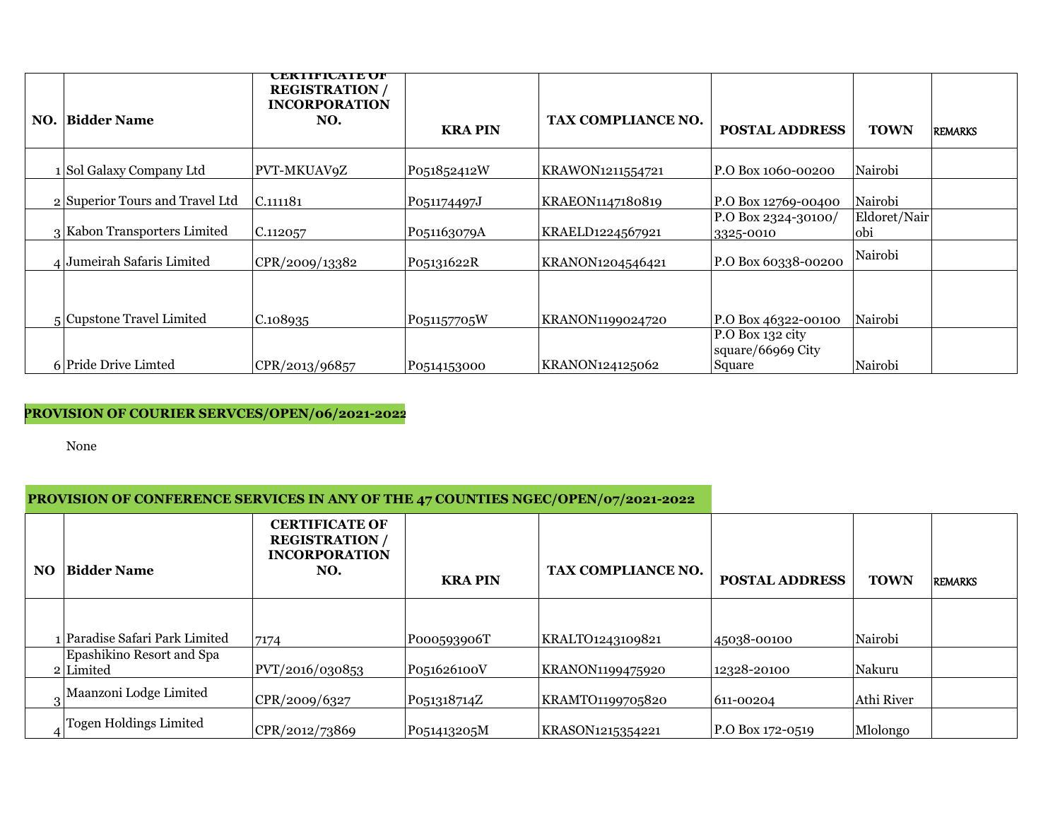| NO. | Bidder Name | CERTIFICATE OF REGISTRATION / INCORPORATION NO. | KRA PIN | TAX COMPLIANCE NO. | POSTAL ADDRESS | TOWN | REMARKS |
|---|---|---|---|---|---|---|---|
| 1 | Sol Galaxy Company Ltd | PVT-MKUAV9Z | P051852412W | KRAWON1211554721 | P.O Box 1060-00200 | Nairobi | |
| 2 | Superior Tours and Travel Ltd | C.111181 | P051174497J | KRAEON1147180819 | P.O Box 12769-00400 | Nairobi | |
| 3 | Kabon Transporters Limited | C.112057 | P051163079A | KRAELD1224567921 | P.O Box 2324-30100/ 3325-0010 | Eldoret/Nairobi | |
| 4 | Jumeirah Safaris Limited | CPR/2009/13382 | P05131622R | KRANON1204546421 | P.O Box 60338-00200 | Nairobi | |
| 5 | Cupstone Travel Limited | C.108935 | P051157705W | KRANON1199024720 | P.O Box 46322-00100 | Nairobi | |
| 6 | Pride Drive Limted | CPR/2013/96857 | P0514153000 | KRANON124125062 | P.O Box 132 city square/66969 City Square | Nairobi | |

**PROVISION OF COURIER SERVCES/OPEN/06/2021-2022**

None

**PROVISION OF CONFERENCE SERVICES IN ANY OF THE 47 COUNTIES NGEC/OPEN/07/2021-2022**

| NO | Bidder Name | CERTIFICATE OF REGISTRATION / INCORPORATION NO. | KRA PIN | TAX COMPLIANCE NO. | POSTAL ADDRESS | TOWN | REMARKS |
|---|---|---|---|---|---|---|---|
| 1 | Paradise Safari Park Limited | 7174 | P000593906T | KRALTO1243109821 | 45038-00100 | Nairobi | |
| 2 | Epashikino Resort and Spa Limited | PVT/2016/030853 | P051626100V | KRANON1199475920 | 12328-20100 | Nakuru | |
| 3 | Maanzoni Lodge Limited | CPR/2009/6327 | P051318714Z | KRAMTO1199705820 | 611-00204 | Athi River | |
| 4 | Togen Holdings Limited | CPR/2012/73869 | P051413205M | KRASON1215354221 | P.O Box 172-0519 | Mlolongo | |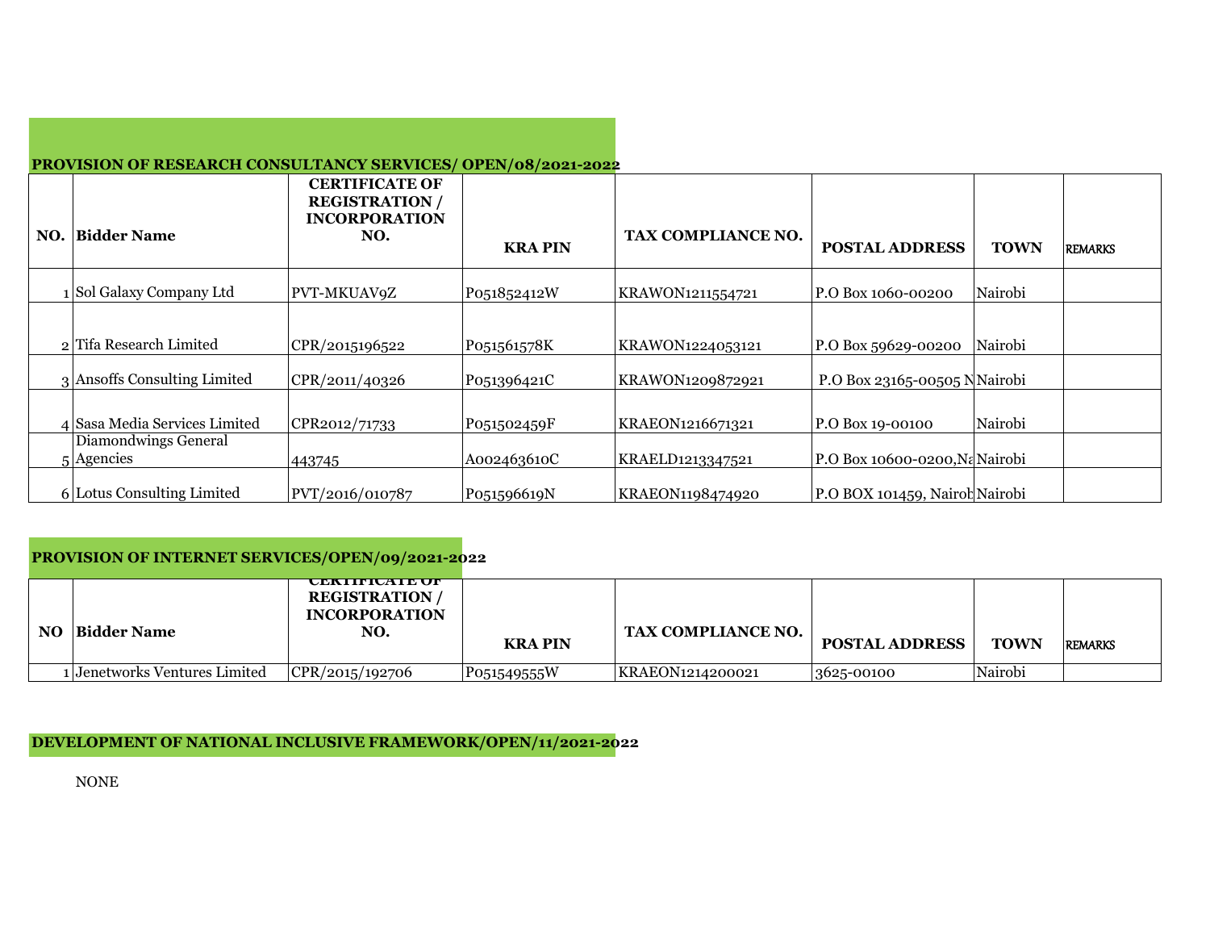**PROVISION OF RESEARCH CONSULTANCY SERVICES/ OPEN/08/2021-2022**

| NO. | Bidder Name | CERTIFICATE OF REGISTRATION / INCORPORATION NO. | KRA PIN | TAX COMPLIANCE NO. | POSTAL ADDRESS | TOWN | REMARKS |
|---|---|---|---|---|---|---|---|
| 1 | Sol Galaxy Company Ltd | PVT-MKUAV9Z | P051852412W | KRAWON1211554721 | P.O Box 1060-00200 | Nairobi | |
| 2 | Tifa Research Limited | CPR/2015196522 | P051561578K | KRAWON1224053121 | P.O Box 59629-00200 | Nairobi | |
| 3 | Ansoffs Consulting Limited | CPR/2011/40326 | P051396421C | KRAWON1209872921 | P.O Box 23165-00505 N | Nairobi | |
| 4 | Sasa Media Services Limited | CPR2012/71733 | P051502459F | KRAEON1216671321 | P.O Box 19-00100 | Nairobi | |
| 5 | Diamondwings General Agencies | 443745 | A002463610C | KRAELD1213347521 | P.O Box 10600-0200,Na | Nairobi | |
| 6 | Lotus Consulting Limited | PVT/2016/010787 | P051596619N | KRAEON1198474920 | P.O BOX 101459, Nairob | Nairobi | |

**PROVISION OF INTERNET SERVICES/OPEN/09/2021-2022**

| NO | Bidder Name | CERTIFICATE OF REGISTRATION / INCORPORATION NO. | KRA PIN | TAX COMPLIANCE NO. | POSTAL ADDRESS | TOWN | REMARKS |
|---|---|---|---|---|---|---|---|
| 1 | Jenetworks Ventures Limited | CPR/2015/192706 | P051549555W | KRAEON1214200021 | 3625-00100 | Nairobi | |

**DEVELOPMENT OF NATIONAL INCLUSIVE FRAMEWORK/OPEN/11/2021-2022**

NONE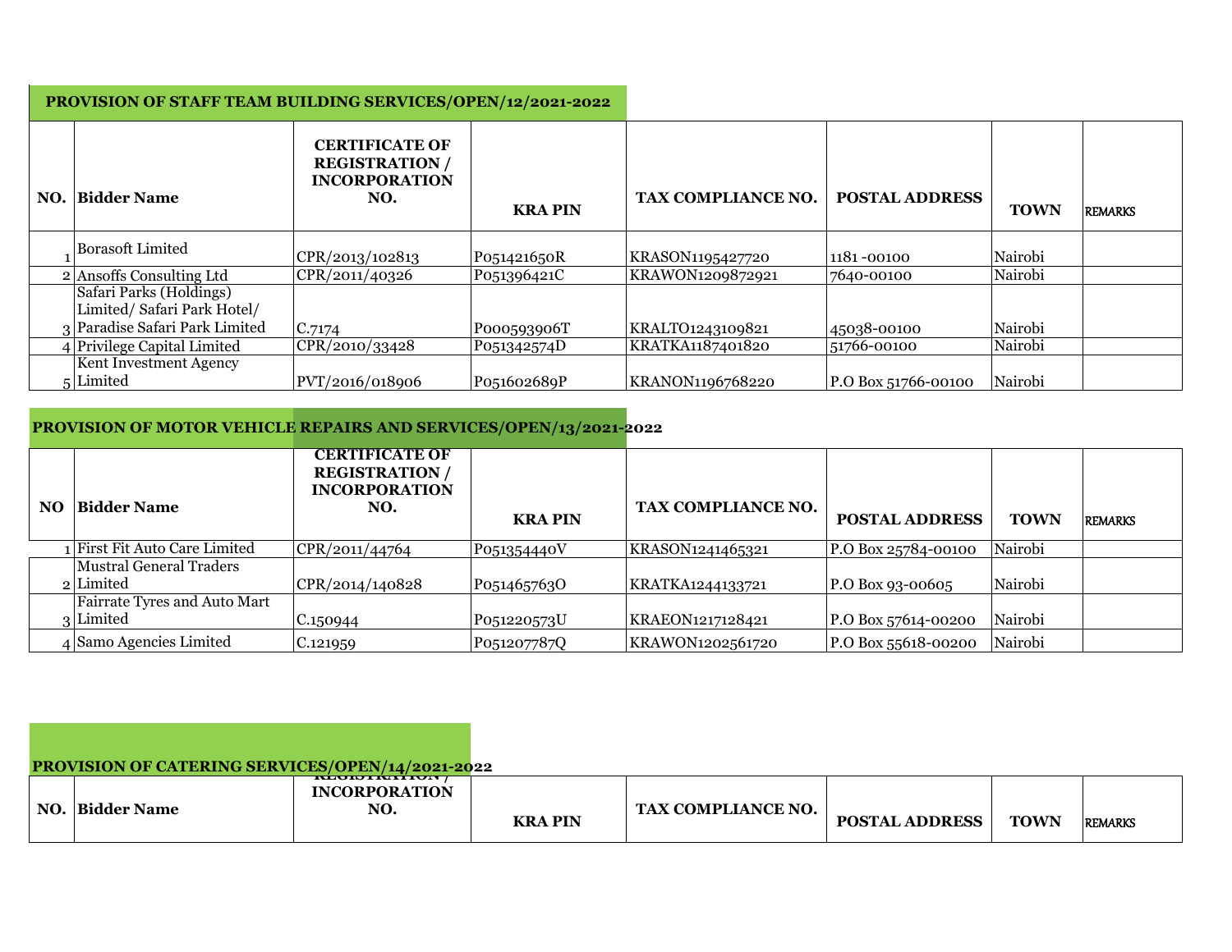## PROVISION OF STAFF TEAM BUILDING SERVICES/OPEN/12/2021-2022

| NO. | Bidder Name | CERTIFICATE OF REGISTRATION / INCORPORATION NO. | KRA PIN | TAX COMPLIANCE NO. | POSTAL ADDRESS | TOWN | REMARKS |
|---|---|---|---|---|---|---|---|
| 1 | Borasoft Limited | CPR/2013/102813 | P051421650R | KRASON1195427720 | 1181 -00100 | Nairobi | |
| 2 | Ansoffs Consulting Ltd | CPR/2011/40326 | P051396421C | KRAWON1209872921 | 7640-00100 | Nairobi | |
| 3 | Safari Parks (Holdings) Limited/ Safari Park Hotel/ Paradise Safari Park Limited | C.7174 | P000593906T | KRALTO1243109821 | 45038-00100 | Nairobi | |
| 4 | Privilege Capital Limited | CPR/2010/33428 | P051342574D | KRATKA1187401820 | 51766-00100 | Nairobi | |
| 5 | Kent Investment Agency Limited | PVT/2016/018906 | P051602689P | KRANON1196768220 | P.O Box 51766-00100 | Nairobi | |

## PROVISION OF MOTOR VEHICLE REPAIRS AND SERVICES/OPEN/13/2021-2022

| NO | Bidder Name | CERTIFICATE OF REGISTRATION / INCORPORATION NO. | KRA PIN | TAX COMPLIANCE NO. | POSTAL ADDRESS | TOWN | REMARKS |
|---|---|---|---|---|---|---|---|
| 1 | First Fit Auto Care Limited | CPR/2011/44764 | P051354440V | KRASON1241465321 | P.O Box 25784-00100 | Nairobi | |
| 2 | Mustral General Traders Limited | CPR/2014/140828 | P051465763O | KRATKA1244133721 | P.O Box 93-00605 | Nairobi | |
| 3 | Fairrate Tyres and Auto Mart Limited | C.150944 | P051220573U | KRAEON1217128421 | P.O Box 57614-00200 | Nairobi | |
| 4 | Samo Agencies Limited | C.121959 | P051207787Q | KRAWON1202561720 | P.O Box 55618-00200 | Nairobi | |

## PROVISION OF CATERING SERVICES/OPEN/14/2021-2022

| NO. | Bidder Name | REGISTRATION / INCORPORATION NO. | KRA PIN | TAX COMPLIANCE NO. | POSTAL ADDRESS | TOWN | REMARKS |
|---|---|---|---|---|---|---|---|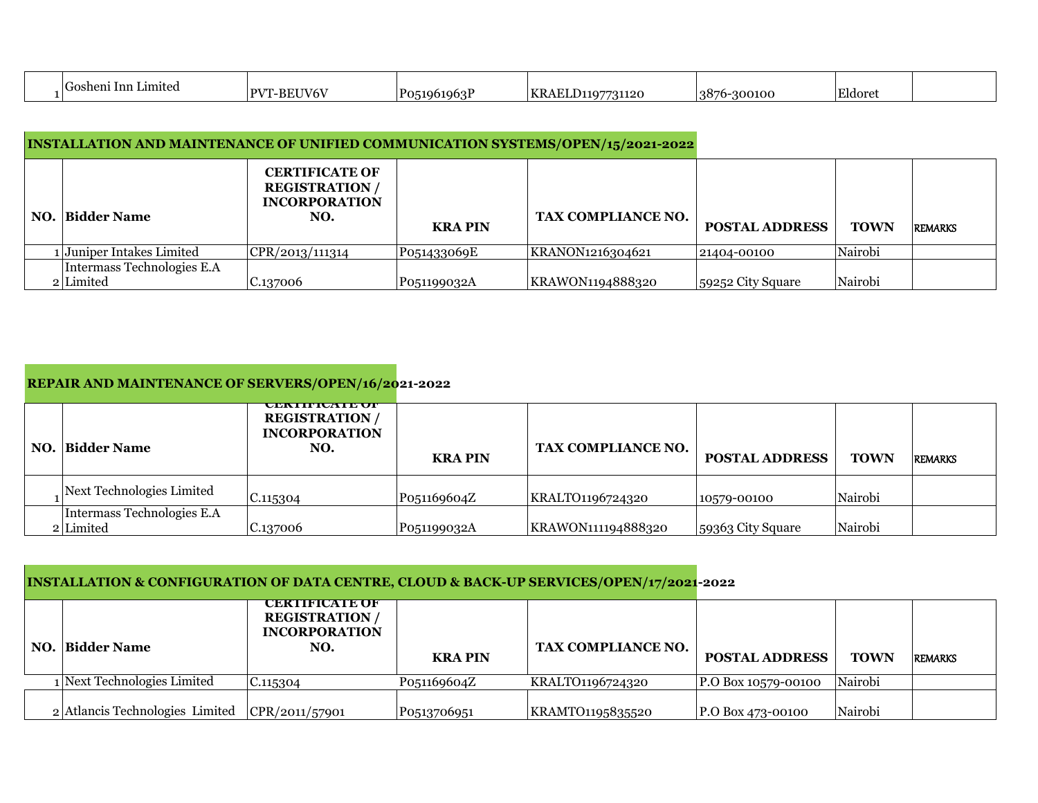| | | | | | | | |
|---|---|---|---|---|---|---|---|
| 1 | Gosheni Inn Limited | PVT-BEUV6V | P051961963P | KRAELD1197731120 | 3876-300100 | Eldoret | |

## INSTALLATION AND MAINTENANCE OF UNIFIED COMMUNICATION SYSTEMS/OPEN/15/2021-2022

| NO. | Bidder Name | CERTIFICATE OF REGISTRATION / INCORPORATION NO. | KRA PIN | TAX COMPLIANCE NO. | POSTAL ADDRESS | TOWN | REMARKS |
|---|---|---|---|---|---|---|---|
| 1 | Juniper Intakes Limited | CPR/2013/111314 | P051433069E | KRANON1216304621 | 21404-00100 | Nairobi | |
| 2 | Intermass Technologies E.A Limited | C.137006 | P051199032A | KRAWON1194888320 | 59252 City Square | Nairobi | |

## REPAIR AND MAINTENANCE OF SERVERS/OPEN/16/2021-2022

| NO. | Bidder Name | CERTIFICATE OF REGISTRATION / INCORPORATION NO. | KRA PIN | TAX COMPLIANCE NO. | POSTAL ADDRESS | TOWN | REMARKS |
|---|---|---|---|---|---|---|---|
| 1 | Next Technologies Limited | C.115304 | P051169604Z | KRALTO1196724320 | 10579-00100 | Nairobi | |
| 2 | Intermass Technologies E.A Limited | C.137006 | P051199032A | KRAWON111194888320 | 59363 City Square | Nairobi | |

## INSTALLATION & CONFIGURATION OF DATA CENTRE, CLOUD & BACK-UP SERVICES/OPEN/17/2021-2022

| NO. | Bidder Name | CERTIFICATE OF REGISTRATION / INCORPORATION NO. | KRA PIN | TAX COMPLIANCE NO. | POSTAL ADDRESS | TOWN | REMARKS |
|---|---|---|---|---|---|---|---|
| 1 | Next Technologies Limited | C.115304 | P051169604Z | KRALTO1196724320 | P.O Box 10579-00100 | Nairobi | |
| 2 | Atlancis Technologies Limited | CPR/2011/57901 | P0513706951 | KRAMTO1195835520 | P.O Box 473-00100 | Nairobi | |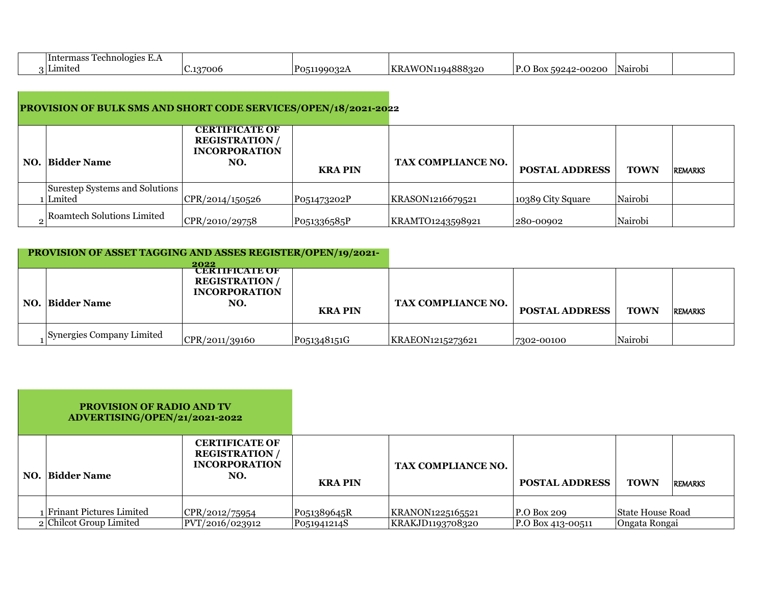| 3 | Intermass Technologies E.A Limited | C.137006 | P051199032A | KRAWON1194888320 | P.O Box 59242-00200 | Nairobi | |
|---|---|---|---|---|---|---|---|

## PROVISION OF BULK SMS AND SHORT CODE SERVICES/OPEN/18/2021-2022

| NO. | Bidder Name | CERTIFICATE OF REGISTRATION / INCORPORATION NO. | KRA PIN | TAX COMPLIANCE NO. | POSTAL ADDRESS | TOWN | REMARKS |
|---|---|---|---|---|---|---|---|
| 1 | Surestep Systems and Solutions Lmited | CPR/2014/150526 | P051473202P | KRASON1216679521 | 10389 City Square | Nairobi | |
| 2 | Roamtech Solutions Limited | CPR/2010/29758 | P051336585P | KRAMTO1243598921 | 280-00902 | Nairobi | |

## PROVISION OF ASSET TAGGING AND ASSES REGISTER/OPEN/19/2021-2022

| NO. | Bidder Name | CERTIFICATE OF REGISTRATION / INCORPORATION NO. | KRA PIN | TAX COMPLIANCE NO. | POSTAL ADDRESS | TOWN | REMARKS |
|---|---|---|---|---|---|---|---|
| 1 | Synergies Company Limited | CPR/2011/39160 | P051348151G | KRAEON1215273621 | 7302-00100 | Nairobi | |

## PROVISION OF RADIO AND TV ADVERTISING/OPEN/21/2021-2022

| NO. | Bidder Name | CERTIFICATE OF REGISTRATION / INCORPORATION NO. | KRA PIN | TAX COMPLIANCE NO. | POSTAL ADDRESS | TOWN | REMARKS |
|---|---|---|---|---|---|---|---|
| 1 | Frinant Pictures Limited | CPR/2012/75954 | P051389645R | KRANON1225165521 | P.O Box 209 | State House Road | |
| 2 | Chilcot Group Limited | PVT/2016/023912 | P051941214S | KRAKJD1193708320 | P.O Box 413-00511 | Ongata Rongai | |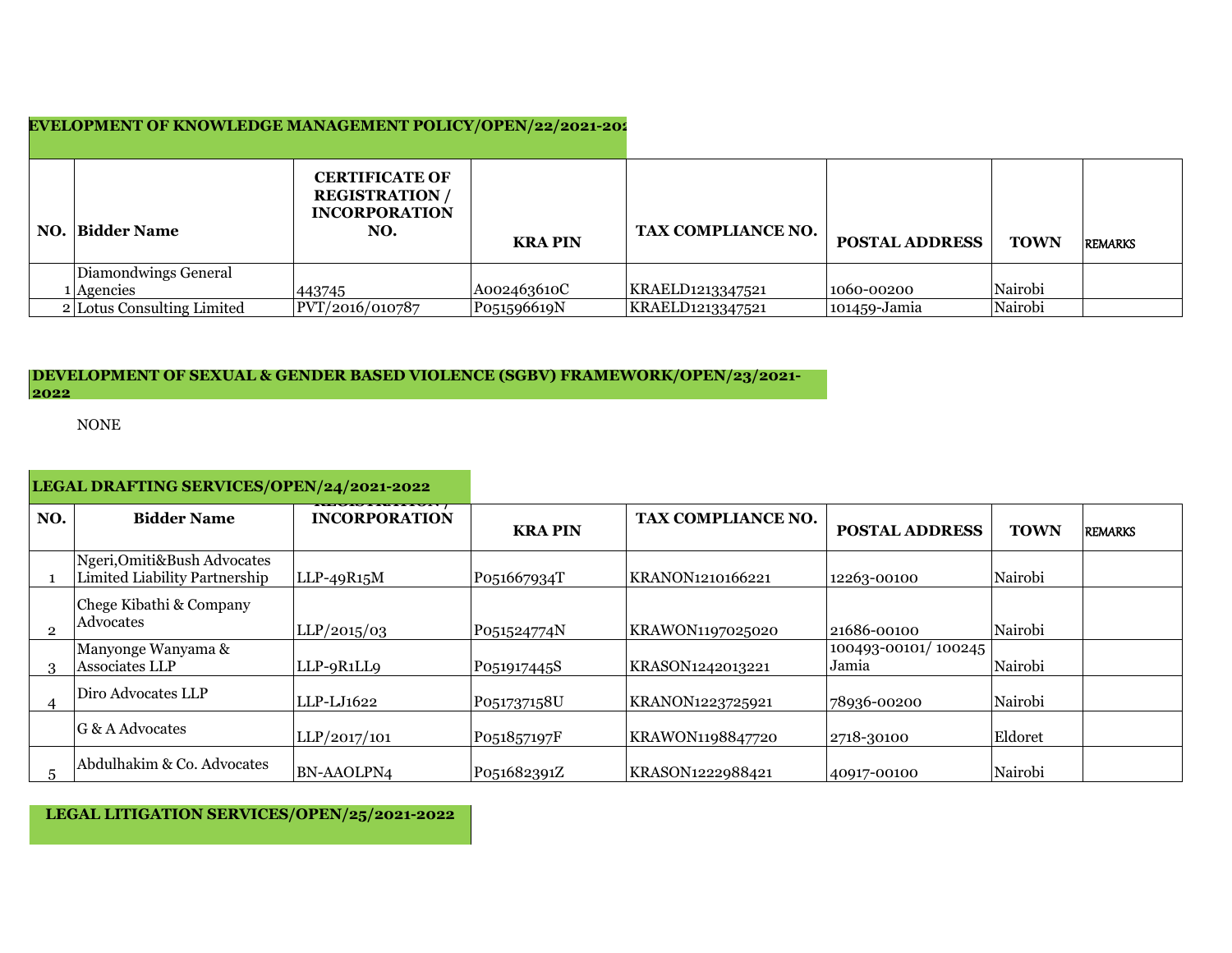**EVELOPMENT OF KNOWLEDGE MANAGEMENT POLICY/OPEN/22/2021-202**

| NO. | Bidder Name | CERTIFICATE OF REGISTRATION / INCORPORATION NO. | KRA PIN | TAX COMPLIANCE NO. | POSTAL ADDRESS | TOWN | REMARKS |
|---|---|---|---|---|---|---|---|
| 1 | Diamondwings General Agencies | 443745 | A002463610C | KRAELD1213347521 | 1060-00200 | Nairobi | |
| 2 | Lotus Consulting Limited | PVT/2016/010787 | P051596619N | KRAELD1213347521 | 101459-Jamia | Nairobi | |

**DEVELOPMENT OF SEXUAL & GENDER BASED VIOLENCE (SGBV) FRAMEWORK/OPEN/23/2021-2022**

NONE

**LEGAL DRAFTING SERVICES/OPEN/24/2021-2022**

| NO. | Bidder Name | REGISTRATION / INCORPORATION | KRA PIN | TAX COMPLIANCE NO. | POSTAL ADDRESS | TOWN | REMARKS |
|---|---|---|---|---|---|---|---|
| 1 | Ngeri,Omiti&Bush Advocates Limited Liability Partnership | LLP-49R15M | P051667934T | KRANON1210166221 | 12263-00100 | Nairobi | |
| 2 | Chege Kibathi & Company Advocates | LLP/2015/03 | P051524774N | KRAWON1197025020 | 21686-00100 | Nairobi | |
| 3 | Manyonge Wanyama & Associates LLP | LLP-9R1LL9 | P051917445S | KRASON1242013221 | 100493-00101/ 100245 Jamia | Nairobi | |
| 4 | Diro Advocates LLP | LLP-LJ1622 | P051737158U | KRANON1223725921 | 78936-00200 | Nairobi | |
| | G & A Advocates | LLP/2017/101 | P051857197F | KRAWON1198847720 | 2718-30100 | Eldoret | |
| 5 | Abdulhakim & Co. Advocates | BN-AAOLPN4 | P051682391Z | KRASON1222988421 | 40917-00100 | Nairobi | |

**LEGAL LITIGATION SERVICES/OPEN/25/2021-2022**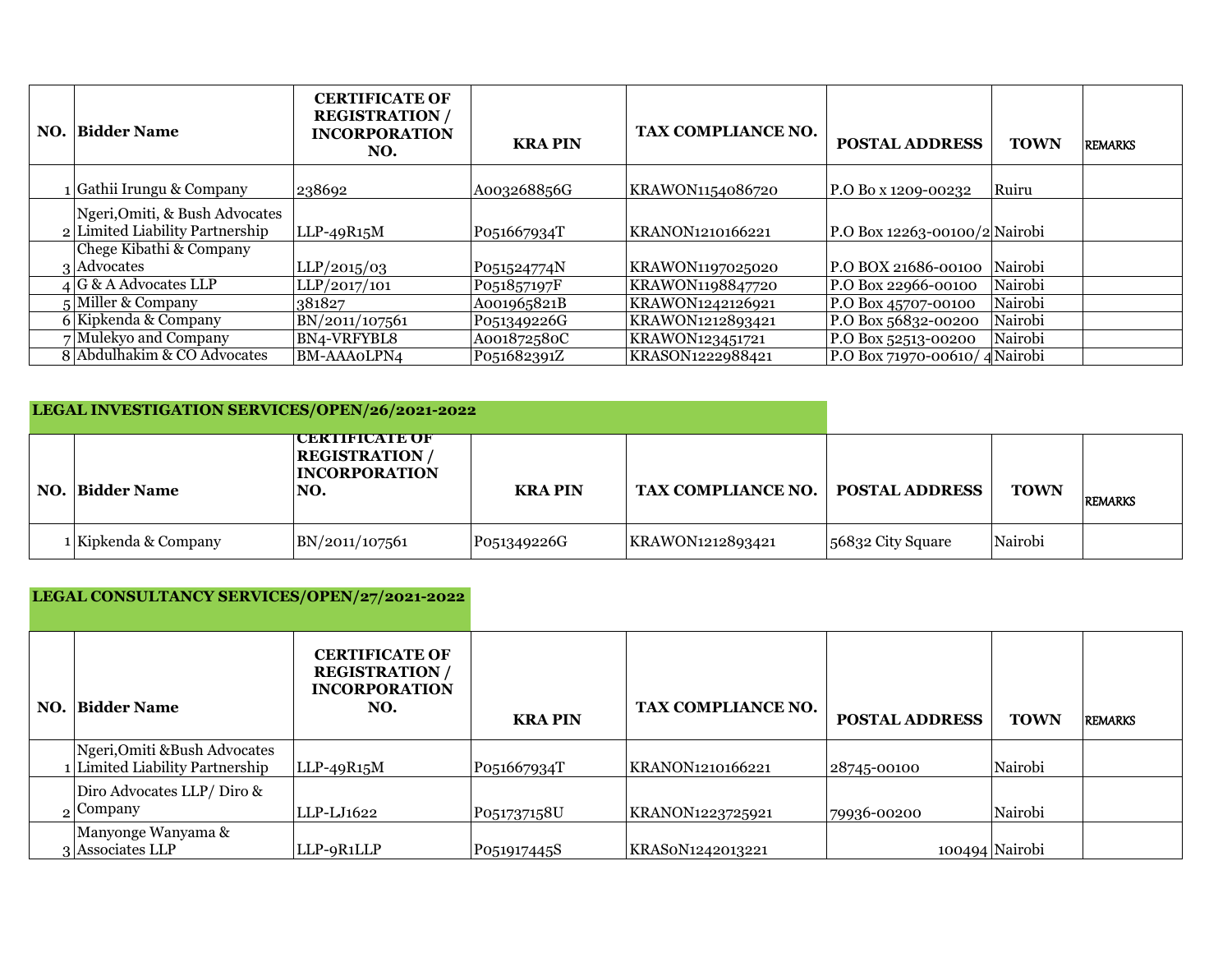| NO. | Bidder Name | CERTIFICATE OF REGISTRATION / INCORPORATION NO. | KRA PIN | TAX COMPLIANCE NO. | POSTAL ADDRESS | TOWN | REMARKS |
|---|---|---|---|---|---|---|---|
| 1 | Gathii Irungu & Company | 238692 | A003268856G | KRAWON1154086720 | P.O Bo x 1209-00232 | Ruiru | |
| 2 | Ngeri,Omiti, & Bush Advocates Limited Liability Partnership | LLP-49R15M | P051667934T | KRANON1210166221 | P.O Box 12263-00100/2 | Nairobi | |
| 3 | Chege Kibathi & Company Advocates | LLP/2015/03 | P051524774N | KRAWON1197025020 | P.O BOX 21686-00100 | Nairobi | |
| 4 | G & A Advocates LLP | LLP/2017/101 | P051857197F | KRAWON1198847720 | P.O Box 22966-00100 | Nairobi | |
| 5 | Miller & Company | 381827 | A001965821B | KRAWON1242126921 | P.O Box 45707-00100 | Nairobi | |
| 6 | Kipkenda & Company | BN/2011/107561 | P051349226G | KRAWON1212893421 | P.O Box 56832-00200 | Nairobi | |
| 7 | Mulekyo and Company | BN4-VRFYBL8 | A001872580C | KRAWON123451721 | P.O Box 52513-00200 | Nairobi | |
| 8 | Abdulhakim & CO Advocates | BM-AAA0LPN4 | P051682391Z | KRASON1222988421 | P.O Box 71970-00610/ 4 | Nairobi | |

**LEGAL INVESTIGATION SERVICES/OPEN/26/2021-2022**

| NO. | Bidder Name | CERTIFICATE OF REGISTRATION / INCORPORATION NO. | KRA PIN | TAX COMPLIANCE NO. | POSTAL ADDRESS | TOWN | REMARKS |
|---|---|---|---|---|---|---|---|
| 1 | Kipkenda & Company | BN/2011/107561 | P051349226G | KRAWON1212893421 | 56832 City Square | Nairobi | |

**LEGAL CONSULTANCY SERVICES/OPEN/27/2021-2022**

| NO. | Bidder Name | CERTIFICATE OF REGISTRATION / INCORPORATION NO. | KRA PIN | TAX COMPLIANCE NO. | POSTAL ADDRESS | TOWN | REMARKS |
|---|---|---|---|---|---|---|---|
| 1 | Ngeri,Omiti &Bush Advocates Limited Liability Partnership | LLP-49R15M | P051667934T | KRANON1210166221 | 28745-00100 | Nairobi | |
| 2 | Diro Advocates LLP/ Diro & Company | LLP-LJ1622 | P051737158U | KRANON1223725921 | 79936-00200 | Nairobi | |
| 3 | Manyonge Wanyama & Associates LLP | LLP-9R1LLP | P051917445S | KRAS0N1242013221 | 100494 | Nairobi | |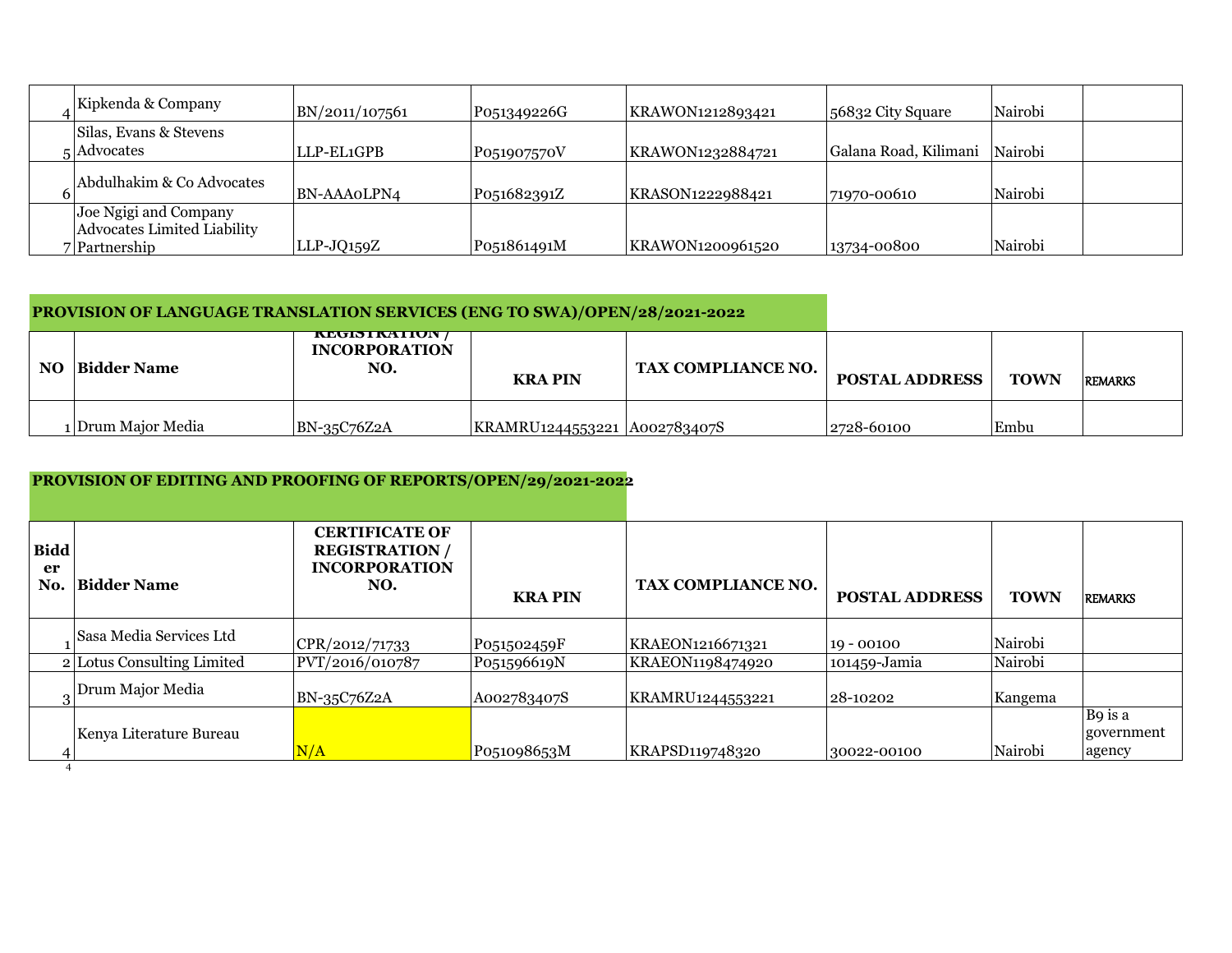| | | | | | | | |
|---|---|---|---|---|---|---|---|
| 4 | Kipkenda & Company | BN/2011/107561 | P051349226G | KRAWON1212893421 | 56832 City Square | Nairobi | |
| 5 | Silas, Evans & Stevens Advocates | LLP-EL1GPB | P051907570V | KRAWON1232884721 | Galana Road, Kilimani | Nairobi | |
| 6 | Abdulhakim & Co Advocates | BN-AAA0LPN4 | P051682391Z | KRASON1222988421 | 71970-00610 | Nairobi | |
| 7 | Joe Ngigi and Company Advocates Limited Liability Partnership | LLP-JQ159Z | P051861491M | KRAWON1200961520 | 13734-00800 | Nairobi | |

**PROVISION OF LANGUAGE TRANSLATION SERVICES (ENG TO SWA)/OPEN/28/2021-2022**

| NO | Bidder Name | REGISTRATION / INCORPORATION NO. | KRA PIN | TAX COMPLIANCE NO. | POSTAL ADDRESS | TOWN | REMARKS |
|---|---|---|---|---|---|---|---|
| 1 | Drum Major Media | BN-35C76Z2A | KRAMRU1244553221 | A002783407S | 2728-60100 | Embu | |

**PROVISION OF EDITING AND PROOFING OF REPORTS/OPEN/29/2021-2022**

| Bidder No. | Bidder Name | CERTIFICATE OF REGISTRATION / INCORPORATION NO. | KRA PIN | TAX COMPLIANCE NO. | POSTAL ADDRESS | TOWN | REMARKS |
|---|---|---|---|---|---|---|---|
| 1 | Sasa Media Services Ltd | CPR/2012/71733 | P051502459F | KRAEON1216671321 | 19 - 00100 | Nairobi | |
| 2 | Lotus Consulting Limited | PVT/2016/010787 | P051596619N | KRAEON1198474920 | 101459-Jamia | Nairobi | |
| 3 | Drum Major Media | BN-35C76Z2A | A002783407S | KRAMRU1244553221 | 28-10202 | Kangema | |
| 4 | Kenya Literature Bureau | N/A | P051098653M | KRAPSD119748320 | 30022-00100 | Nairobi | B9 is a government agency |

4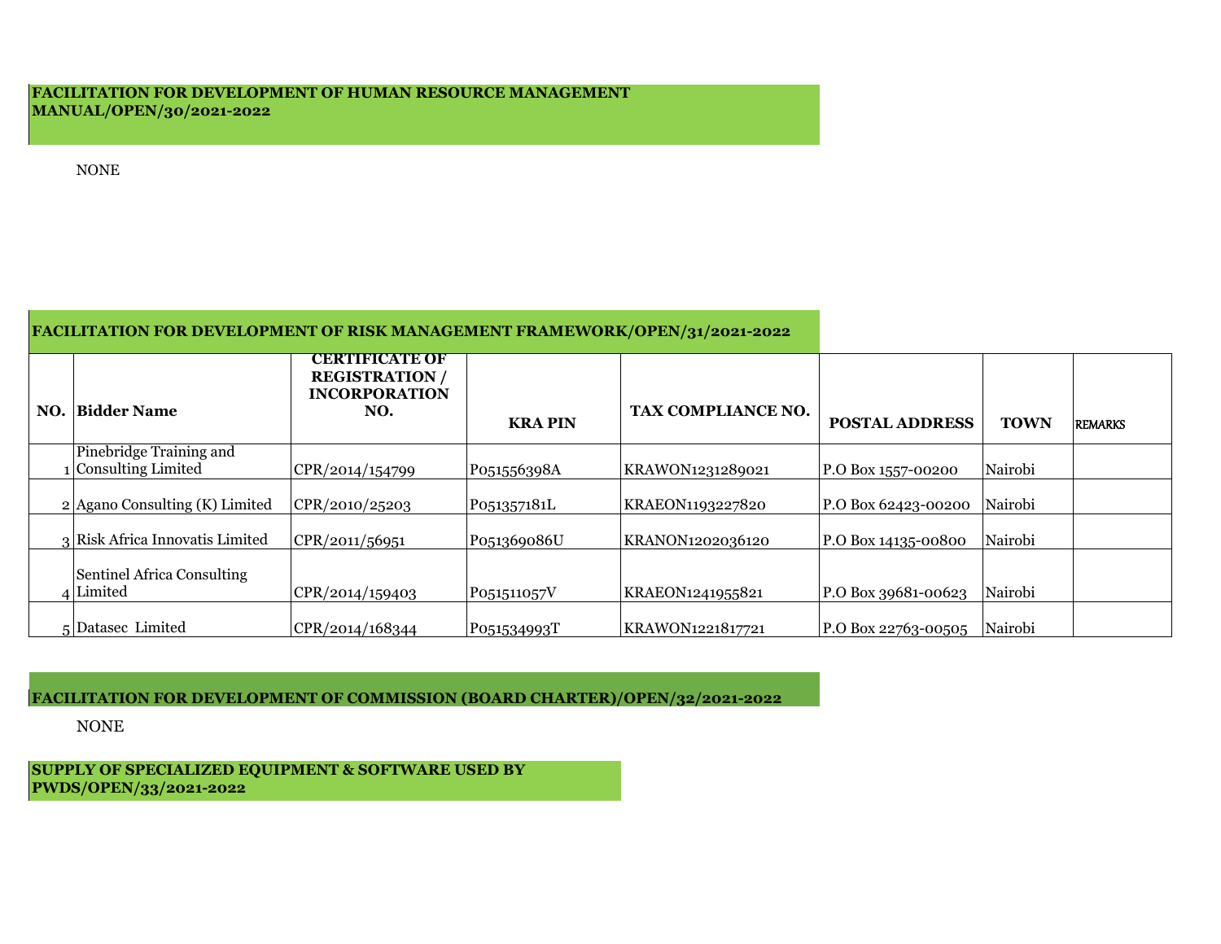## FACILITATION FOR DEVELOPMENT OF HUMAN RESOURCE MANAGEMENT MANUAL/OPEN/30/2021-2022

NONE

## FACILITATION FOR DEVELOPMENT OF RISK MANAGEMENT FRAMEWORK/OPEN/31/2021-2022

| NO. | Bidder Name | CERTIFICATE OF REGISTRATION / INCORPORATION NO. | KRA PIN | TAX COMPLIANCE NO. | POSTAL ADDRESS | TOWN | REMARKS |
|---|---|---|---|---|---|---|---|
| 1 | Pinebridge Training and Consulting Limited | CPR/2014/154799 | P051556398A | KRAWON1231289021 | P.O Box 1557-00200 | Nairobi | |
| 2 | Agano Consulting (K) Limited | CPR/2010/25203 | P051357181L | KRAEON1193227820 | P.O Box 62423-00200 | Nairobi | |
| 3 | Risk Africa Innovatis Limited | CPR/2011/56951 | P051369086U | KRANON1202036120 | P.O Box 14135-00800 | Nairobi | |
| 4 | Sentinel Africa Consulting Limited | CPR/2014/159403 | P051511057V | KRAEON1241955821 | P.O Box 39681-00623 | Nairobi | |
| 5 | Datasec Limited | CPR/2014/168344 | P051534993T | KRAWON1221817721 | P.O Box 22763-00505 | Nairobi | |

## FACILITATION FOR DEVELOPMENT OF COMMISSION (BOARD CHARTER)/OPEN/32/2021-2022

NONE

## SUPPLY OF SPECIALIZED EQUIPMENT & SOFTWARE USED BY PWDS/OPEN/33/2021-2022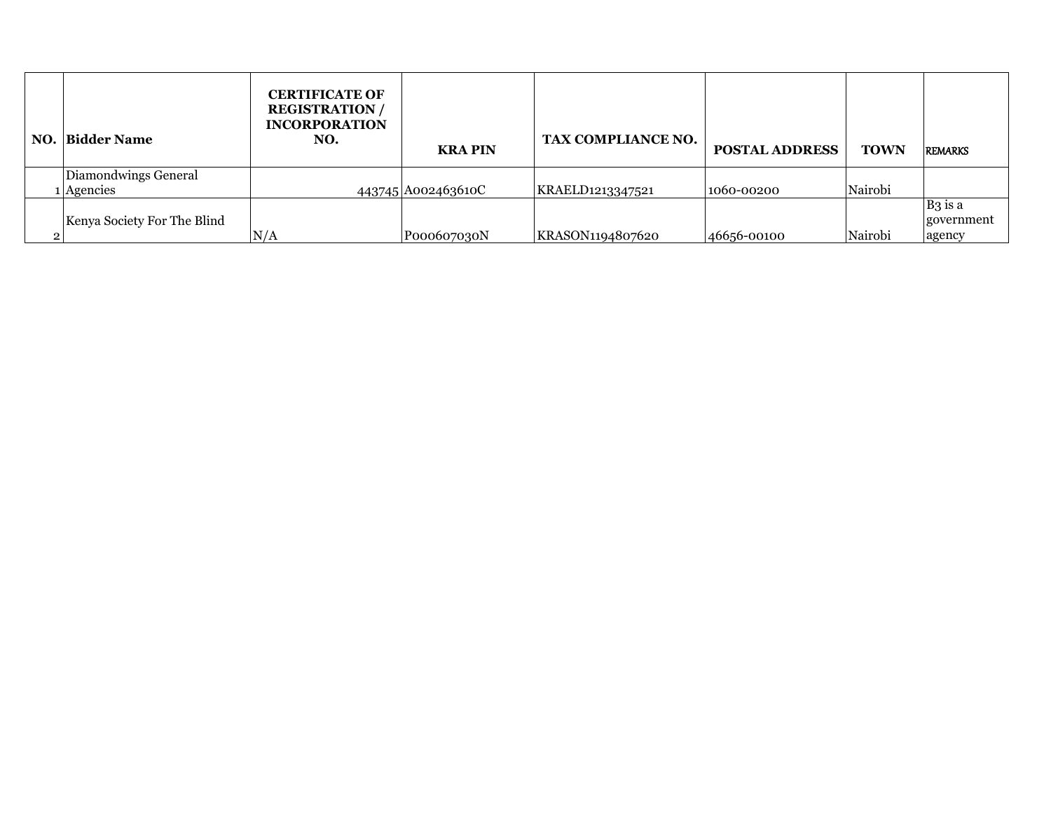| NO. | Bidder Name | CERTIFICATE OF REGISTRATION / INCORPORATION NO. | KRA PIN | TAX COMPLIANCE NO. | POSTAL ADDRESS | TOWN | REMARKS |
|---|---|---|---|---|---|---|---|
| 1 | Diamondwings General Agencies | 443745 | A002463610C | KRAELD1213347521 | 1060-00200 | Nairobi | |
| 2 | Kenya Society For The Blind | N/A | P000607030N | KRASON1194807620 | 46656-00100 | Nairobi | B3 is a government agency |